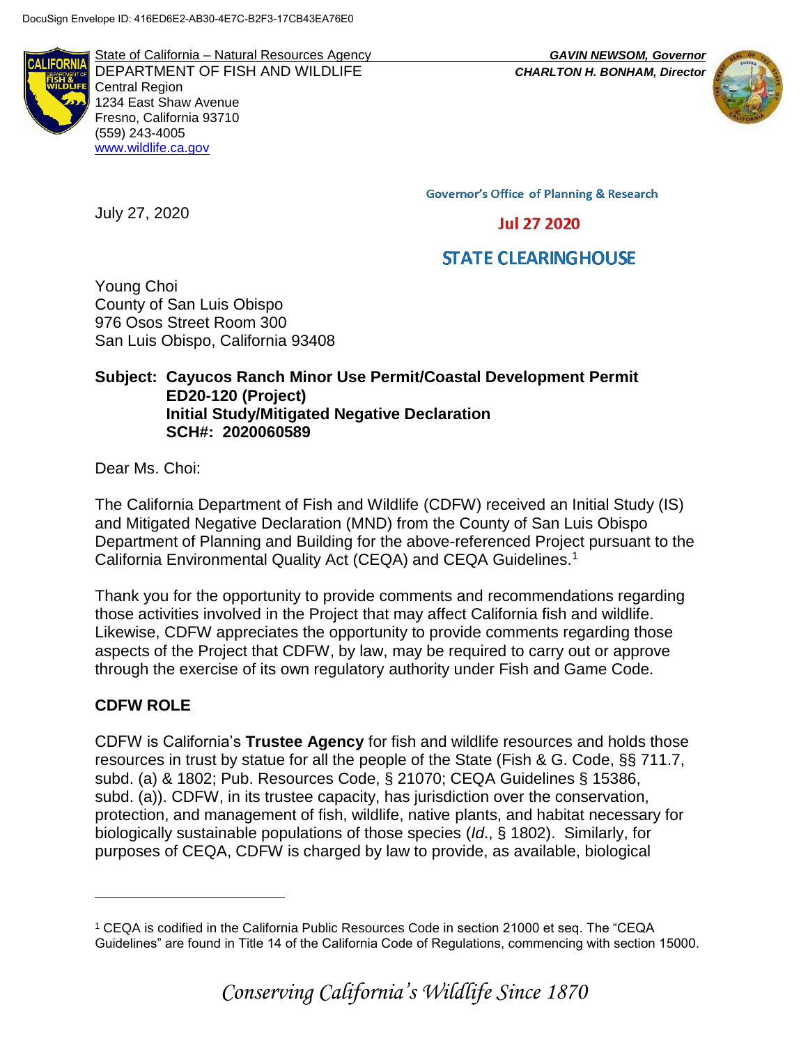DocuSign Envelope ID: 416ED6E2-AB30-4E7C-B2F3-17CB43EA76E0

State of California – Natural Resources Agency
DEPARTMENT OF FISH AND WILDLIFE
Central Region
1234 East Shaw Avenue
Fresno, California 93710
(559) 243-4005
www.wildlife.ca.gov

*GAVIN NEWSOM, Governor*
*CHARLTON H. BONHAM, Director*

Governor's Office of Planning & Research

Jul 27 2020

STATE CLEARINGHOUSE

July 27, 2020

Young Choi
County of San Luis Obispo
976 Osos Street Room 300
San Luis Obispo, California 93408

**Subject: Cayucos Ranch Minor Use Permit/Coastal Development Permit ED20-120 (Project) Initial Study/Mitigated Negative Declaration SCH#: 2020060589**

Dear Ms. Choi:

The California Department of Fish and Wildlife (CDFW) received an Initial Study (IS) and Mitigated Negative Declaration (MND) from the County of San Luis Obispo Department of Planning and Building for the above-referenced Project pursuant to the California Environmental Quality Act (CEQA) and CEQA Guidelines.[1]

Thank you for the opportunity to provide comments and recommendations regarding those activities involved in the Project that may affect California fish and wildlife. Likewise, CDFW appreciates the opportunity to provide comments regarding those aspects of the Project that CDFW, by law, may be required to carry out or approve through the exercise of its own regulatory authority under Fish and Game Code.

## CDFW ROLE

CDFW is California's **Trustee Agency** for fish and wildlife resources and holds those resources in trust by statue for all the people of the State (Fish & G. Code, §§ 711.7, subd. (a) & 1802; Pub. Resources Code, § 21070; CEQA Guidelines § 15386, subd. (a)). CDFW, in its trustee capacity, has jurisdiction over the conservation, protection, and management of fish, wildlife, native plants, and habitat necessary for biologically sustainable populations of those species (*Id*., § 1802). Similarly, for purposes of CEQA, CDFW is charged by law to provide, as available, biological

[1] CEQA is codified in the California Public Resources Code in section 21000 et seq. The "CEQA Guidelines" are found in Title 14 of the California Code of Regulations, commencing with section 15000.

*Conserving California's Wildlife Since 1870*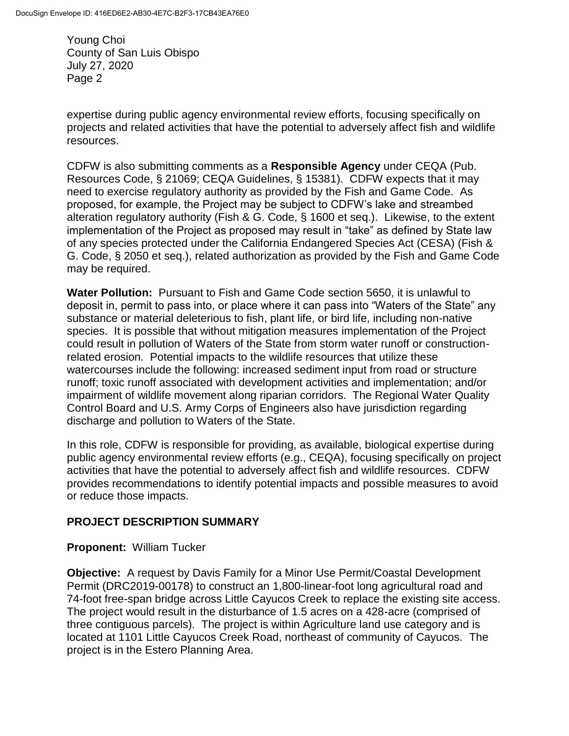expertise during public agency environmental review efforts, focusing specifically on projects and related activities that have the potential to adversely affect fish and wildlife resources.

CDFW is also submitting comments as a **Responsible Agency** under CEQA (Pub. Resources Code, § 21069; CEQA Guidelines, § 15381). CDFW expects that it may need to exercise regulatory authority as provided by the Fish and Game Code. As proposed, for example, the Project may be subject to CDFW's lake and streambed alteration regulatory authority (Fish & G. Code, § 1600 et seq.). Likewise, to the extent implementation of the Project as proposed may result in "take" as defined by State law of any species protected under the California Endangered Species Act (CESA) (Fish & G. Code, § 2050 et seq.), related authorization as provided by the Fish and Game Code may be required.

**Water Pollution:** Pursuant to Fish and Game Code section 5650, it is unlawful to deposit in, permit to pass into, or place where it can pass into "Waters of the State" any substance or material deleterious to fish, plant life, or bird life, including non-native species. It is possible that without mitigation measures implementation of the Project could result in pollution of Waters of the State from storm water runoff or construction-related erosion. Potential impacts to the wildlife resources that utilize these watercourses include the following: increased sediment input from road or structure runoff; toxic runoff associated with development activities and implementation; and/or impairment of wildlife movement along riparian corridors. The Regional Water Quality Control Board and U.S. Army Corps of Engineers also have jurisdiction regarding discharge and pollution to Waters of the State.

In this role, CDFW is responsible for providing, as available, biological expertise during public agency environmental review efforts (e.g., CEQA), focusing specifically on project activities that have the potential to adversely affect fish and wildlife resources. CDFW provides recommendations to identify potential impacts and possible measures to avoid or reduce those impacts.

## PROJECT DESCRIPTION SUMMARY

**Proponent:** William Tucker

**Objective:** A request by Davis Family for a Minor Use Permit/Coastal Development Permit (DRC2019-00178) to construct an 1,800-linear-foot long agricultural road and 74-foot free-span bridge across Little Cayucos Creek to replace the existing site access. The project would result in the disturbance of 1.5 acres on a 428-acre (comprised of three contiguous parcels). The project is within Agriculture land use category and is located at 1101 Little Cayucos Creek Road, northeast of community of Cayucos. The project is in the Estero Planning Area.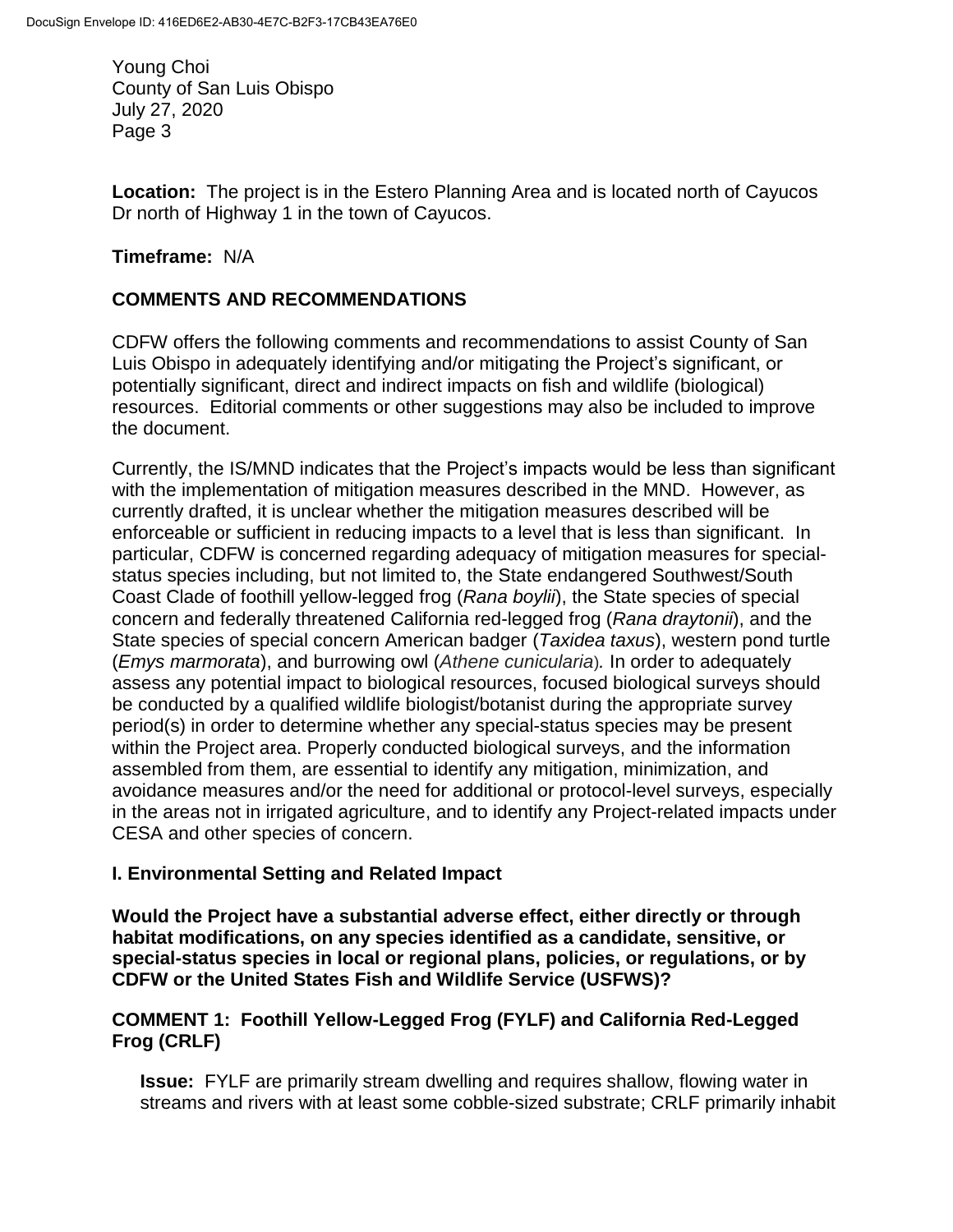Young Choi
County of San Luis Obispo
July 27, 2020
Page 3

**Location:** The project is in the Estero Planning Area and is located north of Cayucos Dr north of Highway 1 in the town of Cayucos.

**Timeframe:** N/A

## COMMENTS AND RECOMMENDATIONS

CDFW offers the following comments and recommendations to assist County of San Luis Obispo in adequately identifying and/or mitigating the Project's significant, or potentially significant, direct and indirect impacts on fish and wildlife (biological) resources. Editorial comments or other suggestions may also be included to improve the document.

Currently, the IS/MND indicates that the Project's impacts would be less than significant with the implementation of mitigation measures described in the MND. However, as currently drafted, it is unclear whether the mitigation measures described will be enforceable or sufficient in reducing impacts to a level that is less than significant. In particular, CDFW is concerned regarding adequacy of mitigation measures for special-status species including, but not limited to, the State endangered Southwest/South Coast Clade of foothill yellow-legged frog (*Rana boylii*), the State species of special concern and federally threatened California red-legged frog (*Rana draytonii*), and the State species of special concern American badger (*Taxidea taxus*), western pond turtle (*Emys marmorata*), and burrowing owl (*Athene cunicularia*). In order to adequately assess any potential impact to biological resources, focused biological surveys should be conducted by a qualified wildlife biologist/botanist during the appropriate survey period(s) in order to determine whether any special-status species may be present within the Project area. Properly conducted biological surveys, and the information assembled from them, are essential to identify any mitigation, minimization, and avoidance measures and/or the need for additional or protocol-level surveys, especially in the areas not in irrigated agriculture, and to identify any Project-related impacts under CESA and other species of concern.

### I. Environmental Setting and Related Impact

**Would the Project have a substantial adverse effect, either directly or through habitat modifications, on any species identified as a candidate, sensitive, or special-status species in local or regional plans, policies, or regulations, or by CDFW or the United States Fish and Wildlife Service (USFWS)?**

### COMMENT 1: Foothill Yellow-Legged Frog (FYLF) and California Red-Legged Frog (CRLF)

**Issue:** FYLF are primarily stream dwelling and requires shallow, flowing water in streams and rivers with at least some cobble-sized substrate; CRLF primarily inhabit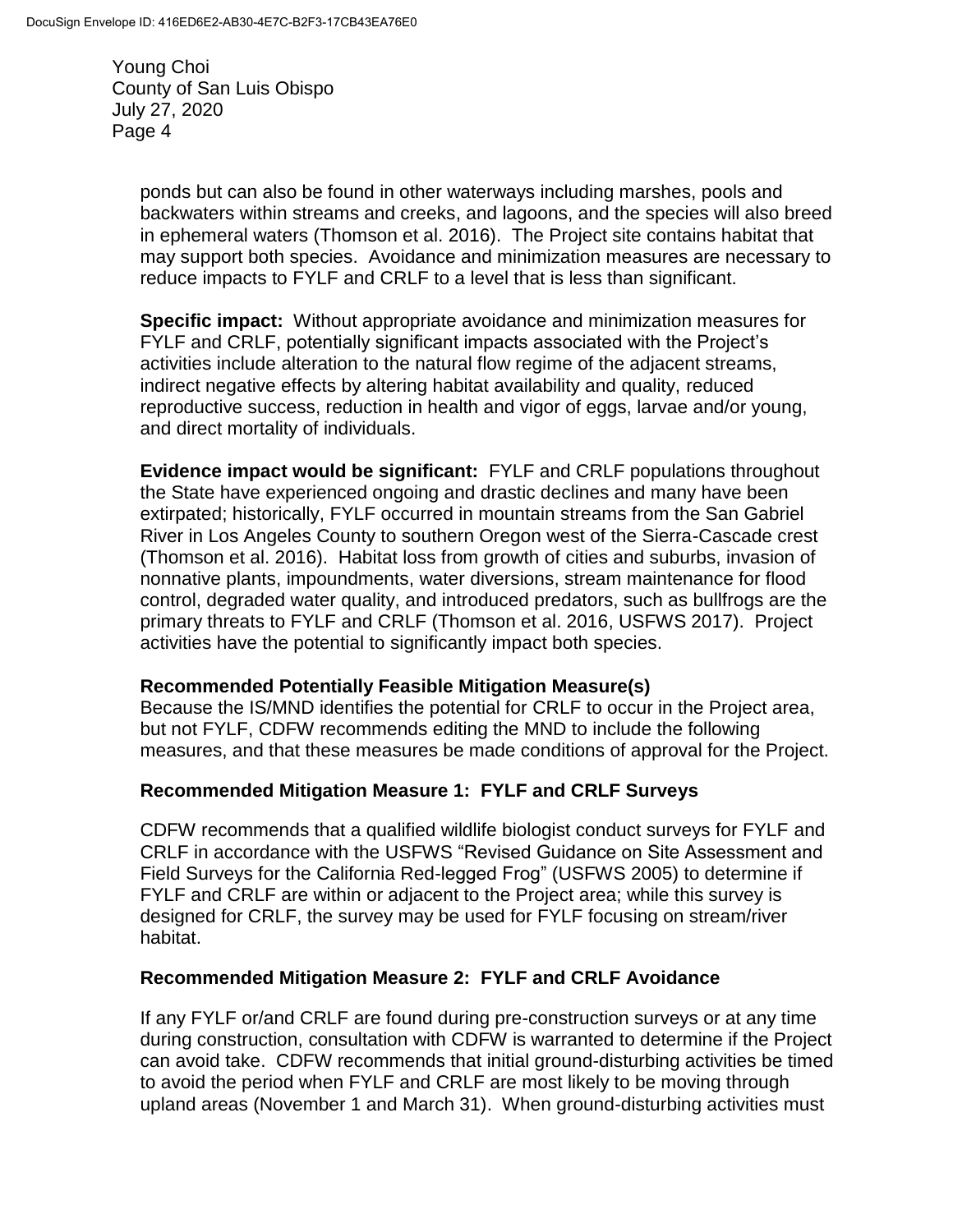ponds but can also be found in other waterways including marshes, pools and backwaters within streams and creeks, and lagoons, and the species will also breed in ephemeral waters (Thomson et al. 2016). The Project site contains habitat that may support both species. Avoidance and minimization measures are necessary to reduce impacts to FYLF and CRLF to a level that is less than significant.

**Specific impact:** Without appropriate avoidance and minimization measures for FYLF and CRLF, potentially significant impacts associated with the Project's activities include alteration to the natural flow regime of the adjacent streams, indirect negative effects by altering habitat availability and quality, reduced reproductive success, reduction in health and vigor of eggs, larvae and/or young, and direct mortality of individuals.

**Evidence impact would be significant:** FYLF and CRLF populations throughout the State have experienced ongoing and drastic declines and many have been extirpated; historically, FYLF occurred in mountain streams from the San Gabriel River in Los Angeles County to southern Oregon west of the Sierra-Cascade crest (Thomson et al. 2016). Habitat loss from growth of cities and suburbs, invasion of nonnative plants, impoundments, water diversions, stream maintenance for flood control, degraded water quality, and introduced predators, such as bullfrogs are the primary threats to FYLF and CRLF (Thomson et al. 2016, USFWS 2017). Project activities have the potential to significantly impact both species.

**Recommended Potentially Feasible Mitigation Measure(s)**
Because the IS/MND identifies the potential for CRLF to occur in the Project area, but not FYLF, CDFW recommends editing the MND to include the following measures, and that these measures be made conditions of approval for the Project.

**Recommended Mitigation Measure 1: FYLF and CRLF Surveys**

CDFW recommends that a qualified wildlife biologist conduct surveys for FYLF and CRLF in accordance with the USFWS "Revised Guidance on Site Assessment and Field Surveys for the California Red-legged Frog" (USFWS 2005) to determine if FYLF and CRLF are within or adjacent to the Project area; while this survey is designed for CRLF, the survey may be used for FYLF focusing on stream/river habitat.

**Recommended Mitigation Measure 2: FYLF and CRLF Avoidance**

If any FYLF or/and CRLF are found during pre-construction surveys or at any time during construction, consultation with CDFW is warranted to determine if the Project can avoid take. CDFW recommends that initial ground-disturbing activities be timed to avoid the period when FYLF and CRLF are most likely to be moving through upland areas (November 1 and March 31). When ground-disturbing activities must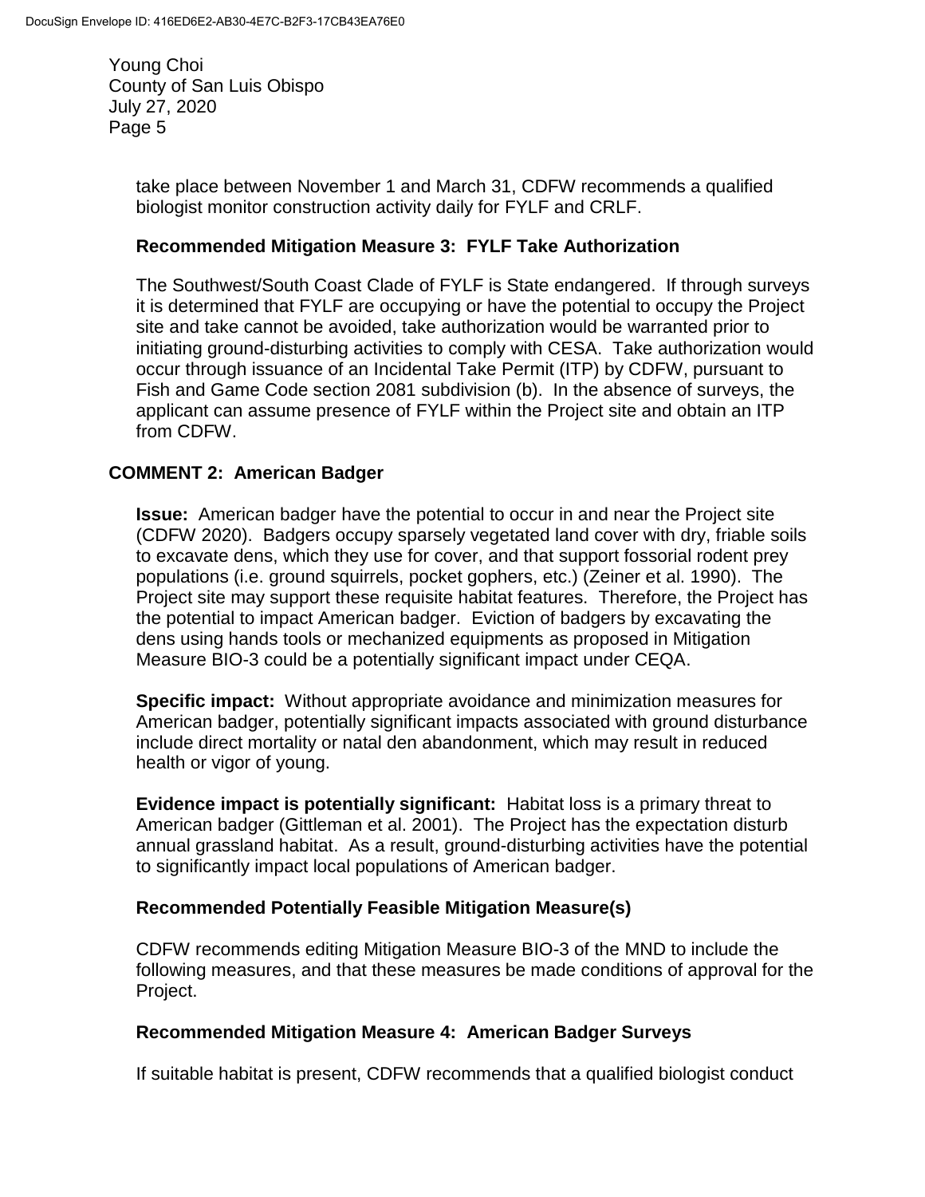take place between November 1 and March 31, CDFW recommends a qualified biologist monitor construction activity daily for FYLF and CRLF.

**Recommended Mitigation Measure 3: FYLF Take Authorization**

The Southwest/South Coast Clade of FYLF is State endangered. If through surveys it is determined that FYLF are occupying or have the potential to occupy the Project site and take cannot be avoided, take authorization would be warranted prior to initiating ground-disturbing activities to comply with CESA. Take authorization would occur through issuance of an Incidental Take Permit (ITP) by CDFW, pursuant to Fish and Game Code section 2081 subdivision (b). In the absence of surveys, the applicant can assume presence of FYLF within the Project site and obtain an ITP from CDFW.

**COMMENT 2: American Badger**

**Issue:** American badger have the potential to occur in and near the Project site (CDFW 2020). Badgers occupy sparsely vegetated land cover with dry, friable soils to excavate dens, which they use for cover, and that support fossorial rodent prey populations (i.e. ground squirrels, pocket gophers, etc.) (Zeiner et al. 1990). The Project site may support these requisite habitat features. Therefore, the Project has the potential to impact American badger. Eviction of badgers by excavating the dens using hands tools or mechanized equipments as proposed in Mitigation Measure BIO-3 could be a potentially significant impact under CEQA.

**Specific impact:** Without appropriate avoidance and minimization measures for American badger, potentially significant impacts associated with ground disturbance include direct mortality or natal den abandonment, which may result in reduced health or vigor of young.

**Evidence impact is potentially significant:** Habitat loss is a primary threat to American badger (Gittleman et al. 2001). The Project has the expectation disturb annual grassland habitat. As a result, ground-disturbing activities have the potential to significantly impact local populations of American badger.

**Recommended Potentially Feasible Mitigation Measure(s)**

CDFW recommends editing Mitigation Measure BIO-3 of the MND to include the following measures, and that these measures be made conditions of approval for the Project.

**Recommended Mitigation Measure 4: American Badger Surveys**

If suitable habitat is present, CDFW recommends that a qualified biologist conduct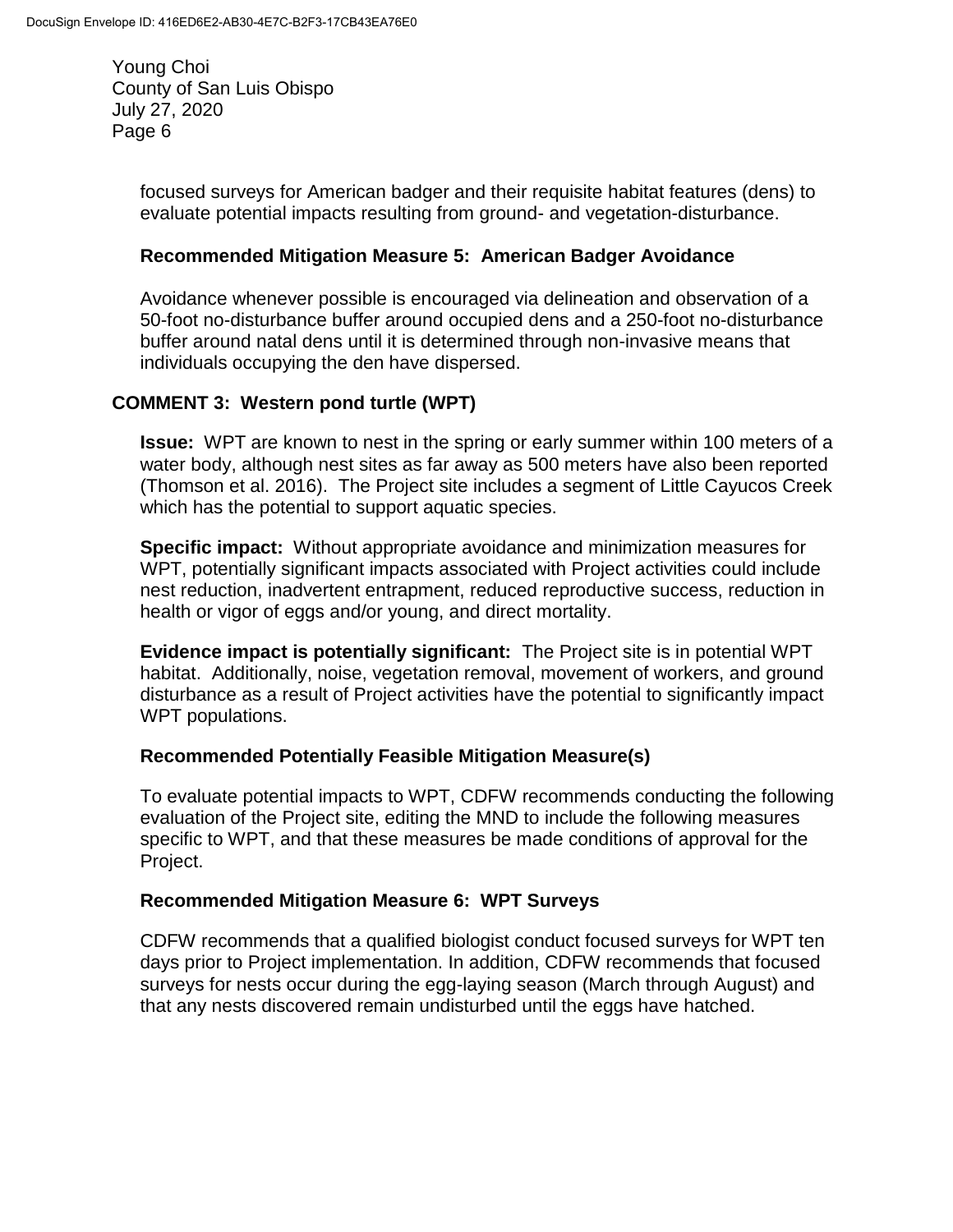focused surveys for American badger and their requisite habitat features (dens) to evaluate potential impacts resulting from ground- and vegetation-disturbance.

**Recommended Mitigation Measure 5: American Badger Avoidance**

Avoidance whenever possible is encouraged via delineation and observation of a 50-foot no-disturbance buffer around occupied dens and a 250-foot no-disturbance buffer around natal dens until it is determined through non-invasive means that individuals occupying the den have dispersed.

## COMMENT 3: Western pond turtle (WPT)

**Issue:** WPT are known to nest in the spring or early summer within 100 meters of a water body, although nest sites as far away as 500 meters have also been reported (Thomson et al. 2016). The Project site includes a segment of Little Cayucos Creek which has the potential to support aquatic species.

**Specific impact:** Without appropriate avoidance and minimization measures for WPT, potentially significant impacts associated with Project activities could include nest reduction, inadvertent entrapment, reduced reproductive success, reduction in health or vigor of eggs and/or young, and direct mortality.

**Evidence impact is potentially significant:** The Project site is in potential WPT habitat. Additionally, noise, vegetation removal, movement of workers, and ground disturbance as a result of Project activities have the potential to significantly impact WPT populations.

**Recommended Potentially Feasible Mitigation Measure(s)**

To evaluate potential impacts to WPT, CDFW recommends conducting the following evaluation of the Project site, editing the MND to include the following measures specific to WPT, and that these measures be made conditions of approval for the Project.

**Recommended Mitigation Measure 6: WPT Surveys**

CDFW recommends that a qualified biologist conduct focused surveys for WPT ten days prior to Project implementation. In addition, CDFW recommends that focused surveys for nests occur during the egg-laying season (March through August) and that any nests discovered remain undisturbed until the eggs have hatched.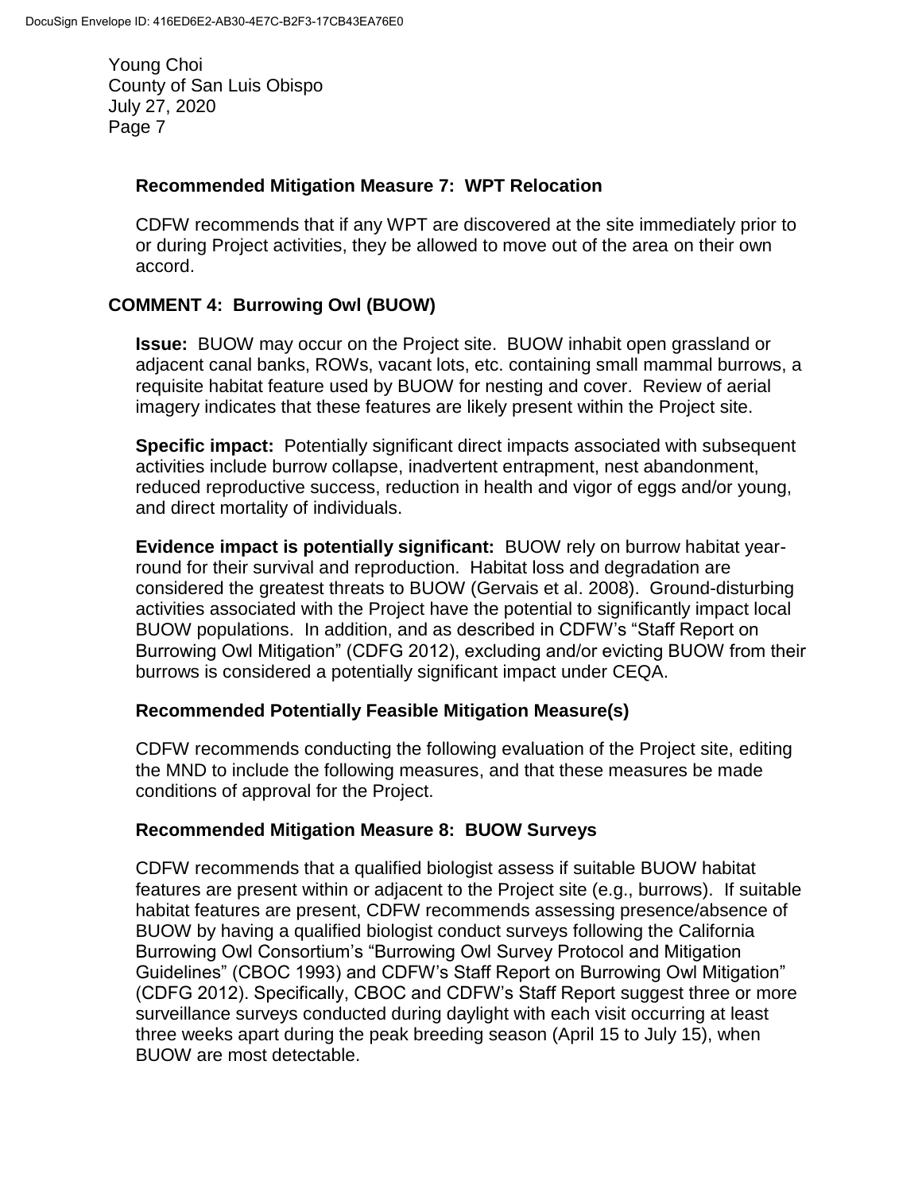**Recommended Mitigation Measure 7: WPT Relocation**

CDFW recommends that if any WPT are discovered at the site immediately prior to or during Project activities, they be allowed to move out of the area on their own accord.

**COMMENT 4: Burrowing Owl (BUOW)**

**Issue:** BUOW may occur on the Project site. BUOW inhabit open grassland or adjacent canal banks, ROWs, vacant lots, etc. containing small mammal burrows, a requisite habitat feature used by BUOW for nesting and cover. Review of aerial imagery indicates that these features are likely present within the Project site.

**Specific impact:** Potentially significant direct impacts associated with subsequent activities include burrow collapse, inadvertent entrapment, nest abandonment, reduced reproductive success, reduction in health and vigor of eggs and/or young, and direct mortality of individuals.

**Evidence impact is potentially significant:** BUOW rely on burrow habitat year-round for their survival and reproduction. Habitat loss and degradation are considered the greatest threats to BUOW (Gervais et al. 2008). Ground-disturbing activities associated with the Project have the potential to significantly impact local BUOW populations. In addition, and as described in CDFW's "Staff Report on Burrowing Owl Mitigation" (CDFG 2012), excluding and/or evicting BUOW from their burrows is considered a potentially significant impact under CEQA.

**Recommended Potentially Feasible Mitigation Measure(s)**

CDFW recommends conducting the following evaluation of the Project site, editing the MND to include the following measures, and that these measures be made conditions of approval for the Project.

**Recommended Mitigation Measure 8: BUOW Surveys**

CDFW recommends that a qualified biologist assess if suitable BUOW habitat features are present within or adjacent to the Project site (e.g., burrows). If suitable habitat features are present, CDFW recommends assessing presence/absence of BUOW by having a qualified biologist conduct surveys following the California Burrowing Owl Consortium's "Burrowing Owl Survey Protocol and Mitigation Guidelines" (CBOC 1993) and CDFW's Staff Report on Burrowing Owl Mitigation" (CDFG 2012). Specifically, CBOC and CDFW's Staff Report suggest three or more surveillance surveys conducted during daylight with each visit occurring at least three weeks apart during the peak breeding season (April 15 to July 15), when BUOW are most detectable.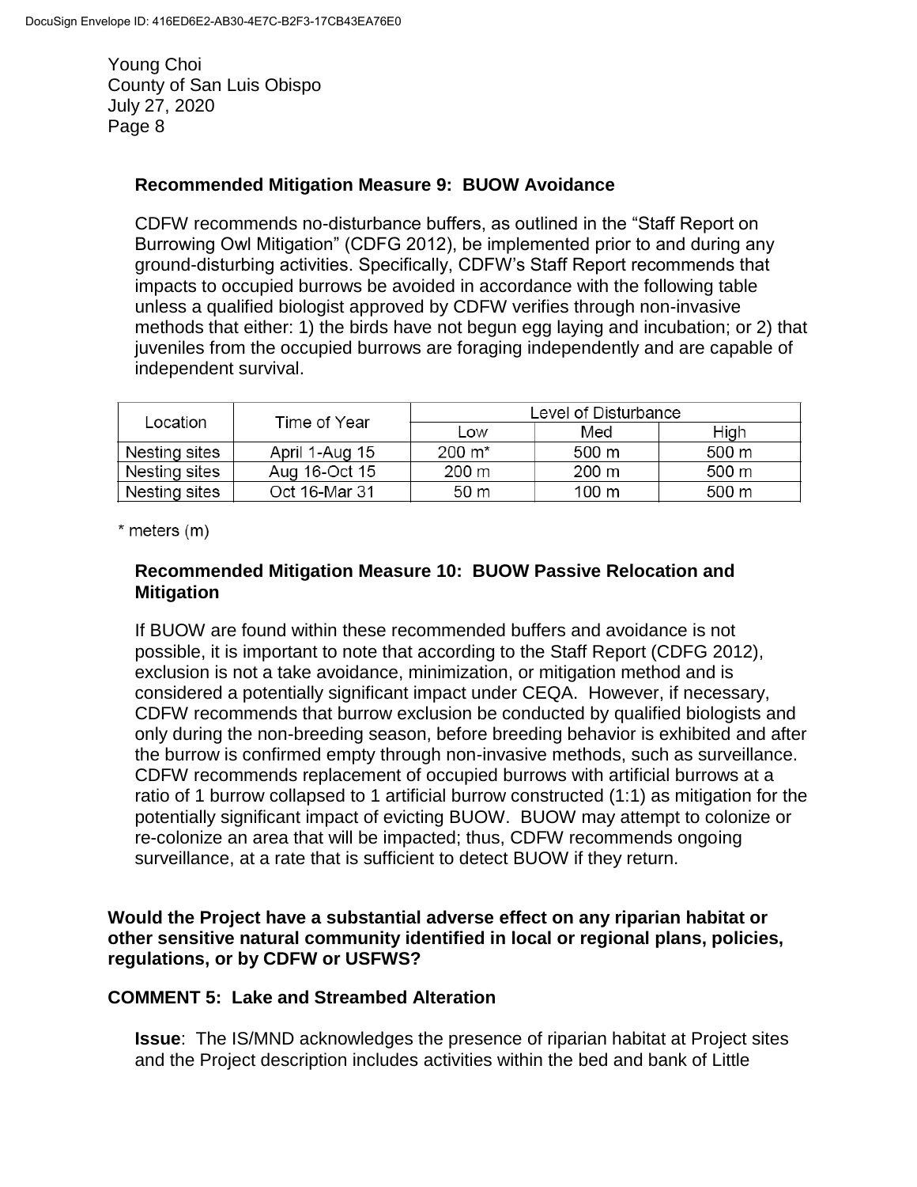**Recommended Mitigation Measure 9: BUOW Avoidance**

CDFW recommends no-disturbance buffers, as outlined in the "Staff Report on Burrowing Owl Mitigation" (CDFG 2012), be implemented prior to and during any ground-disturbing activities. Specifically, CDFW's Staff Report recommends that impacts to occupied burrows be avoided in accordance with the following table unless a qualified biologist approved by CDFW verifies through non-invasive methods that either: 1) the birds have not begun egg laying and incubation; or 2) that juveniles from the occupied burrows are foraging independently and are capable of independent survival.

| Location | Time of Year | Level of Disturbance | | |
|---|---|---|---|---|
| | | Low | Med | High |
| Nesting sites | April 1-Aug 15 | 200 m* | 500 m | 500 m |
| Nesting sites | Aug 16-Oct 15 | 200 m | 200 m | 500 m |
| Nesting sites | Oct 16-Mar 31 | 50 m | 100 m | 500 m |

\* meters (m)

**Recommended Mitigation Measure 10: BUOW Passive Relocation and Mitigation**

If BUOW are found within these recommended buffers and avoidance is not possible, it is important to note that according to the Staff Report (CDFG 2012), exclusion is not a take avoidance, minimization, or mitigation method and is considered a potentially significant impact under CEQA. However, if necessary, CDFW recommends that burrow exclusion be conducted by qualified biologists and only during the non-breeding season, before breeding behavior is exhibited and after the burrow is confirmed empty through non-invasive methods, such as surveillance. CDFW recommends replacement of occupied burrows with artificial burrows at a ratio of 1 burrow collapsed to 1 artificial burrow constructed (1:1) as mitigation for the potentially significant impact of evicting BUOW. BUOW may attempt to colonize or re-colonize an area that will be impacted; thus, CDFW recommends ongoing surveillance, at a rate that is sufficient to detect BUOW if they return.

**Would the Project have a substantial adverse effect on any riparian habitat or other sensitive natural community identified in local or regional plans, policies, regulations, or by CDFW or USFWS?**

**COMMENT 5: Lake and Streambed Alteration**

**Issue**: The IS/MND acknowledges the presence of riparian habitat at Project sites and the Project description includes activities within the bed and bank of Little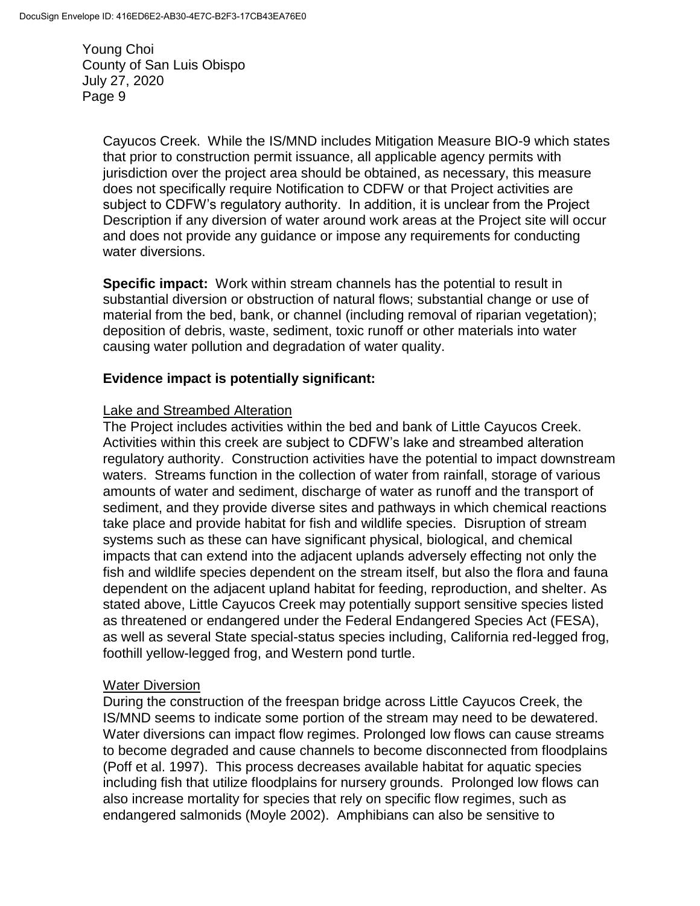Cayucos Creek. While the IS/MND includes Mitigation Measure BIO-9 which states that prior to construction permit issuance, all applicable agency permits with jurisdiction over the project area should be obtained, as necessary, this measure does not specifically require Notification to CDFW or that Project activities are subject to CDFW's regulatory authority. In addition, it is unclear from the Project Description if any diversion of water around work areas at the Project site will occur and does not provide any guidance or impose any requirements for conducting water diversions.

**Specific impact:** Work within stream channels has the potential to result in substantial diversion or obstruction of natural flows; substantial change or use of material from the bed, bank, or channel (including removal of riparian vegetation); deposition of debris, waste, sediment, toxic runoff or other materials into water causing water pollution and degradation of water quality.

**Evidence impact is potentially significant:**

Lake and Streambed Alteration

The Project includes activities within the bed and bank of Little Cayucos Creek. Activities within this creek are subject to CDFW's lake and streambed alteration regulatory authority. Construction activities have the potential to impact downstream waters. Streams function in the collection of water from rainfall, storage of various amounts of water and sediment, discharge of water as runoff and the transport of sediment, and they provide diverse sites and pathways in which chemical reactions take place and provide habitat for fish and wildlife species. Disruption of stream systems such as these can have significant physical, biological, and chemical impacts that can extend into the adjacent uplands adversely effecting not only the fish and wildlife species dependent on the stream itself, but also the flora and fauna dependent on the adjacent upland habitat for feeding, reproduction, and shelter. As stated above, Little Cayucos Creek may potentially support sensitive species listed as threatened or endangered under the Federal Endangered Species Act (FESA), as well as several State special-status species including, California red-legged frog, foothill yellow-legged frog, and Western pond turtle.

Water Diversion

During the construction of the freespan bridge across Little Cayucos Creek, the IS/MND seems to indicate some portion of the stream may need to be dewatered. Water diversions can impact flow regimes. Prolonged low flows can cause streams to become degraded and cause channels to become disconnected from floodplains (Poff et al. 1997). This process decreases available habitat for aquatic species including fish that utilize floodplains for nursery grounds. Prolonged low flows can also increase mortality for species that rely on specific flow regimes, such as endangered salmonids (Moyle 2002). Amphibians can also be sensitive to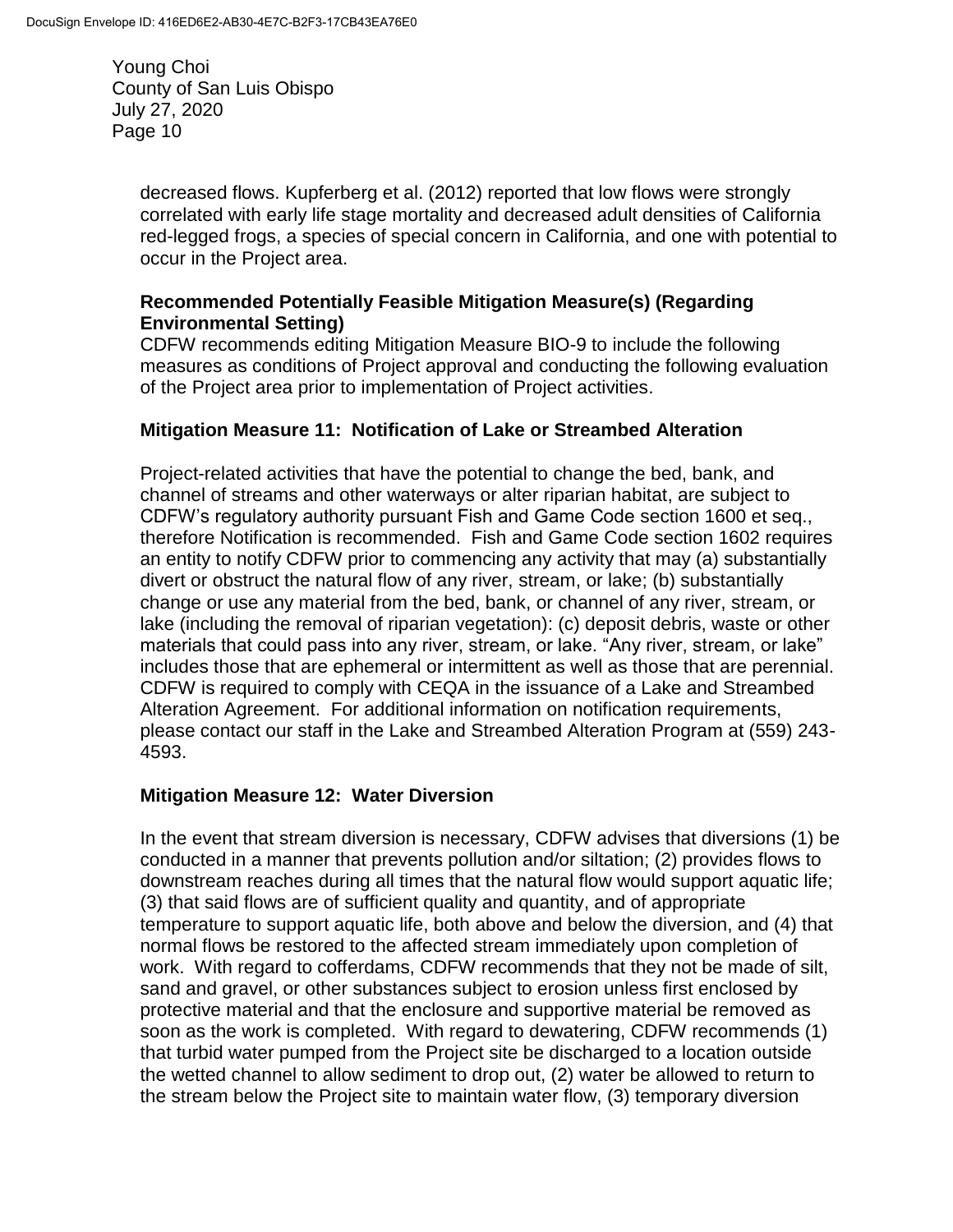decreased flows. Kupferberg et al. (2012) reported that low flows were strongly correlated with early life stage mortality and decreased adult densities of California red-legged frogs, a species of special concern in California, and one with potential to occur in the Project area.

**Recommended Potentially Feasible Mitigation Measure(s) (Regarding Environmental Setting)**

CDFW recommends editing Mitigation Measure BIO-9 to include the following measures as conditions of Project approval and conducting the following evaluation of the Project area prior to implementation of Project activities.

**Mitigation Measure 11: Notification of Lake or Streambed Alteration**

Project-related activities that have the potential to change the bed, bank, and channel of streams and other waterways or alter riparian habitat, are subject to CDFW's regulatory authority pursuant Fish and Game Code section 1600 et seq., therefore Notification is recommended. Fish and Game Code section 1602 requires an entity to notify CDFW prior to commencing any activity that may (a) substantially divert or obstruct the natural flow of any river, stream, or lake; (b) substantially change or use any material from the bed, bank, or channel of any river, stream, or lake (including the removal of riparian vegetation): (c) deposit debris, waste or other materials that could pass into any river, stream, or lake. "Any river, stream, or lake" includes those that are ephemeral or intermittent as well as those that are perennial. CDFW is required to comply with CEQA in the issuance of a Lake and Streambed Alteration Agreement. For additional information on notification requirements, please contact our staff in the Lake and Streambed Alteration Program at (559) 243-4593.

**Mitigation Measure 12: Water Diversion**

In the event that stream diversion is necessary, CDFW advises that diversions (1) be conducted in a manner that prevents pollution and/or siltation; (2) provides flows to downstream reaches during all times that the natural flow would support aquatic life; (3) that said flows are of sufficient quality and quantity, and of appropriate temperature to support aquatic life, both above and below the diversion, and (4) that normal flows be restored to the affected stream immediately upon completion of work. With regard to cofferdams, CDFW recommends that they not be made of silt, sand and gravel, or other substances subject to erosion unless first enclosed by protective material and that the enclosure and supportive material be removed as soon as the work is completed. With regard to dewatering, CDFW recommends (1) that turbid water pumped from the Project site be discharged to a location outside the wetted channel to allow sediment to drop out, (2) water be allowed to return to the stream below the Project site to maintain water flow, (3) temporary diversion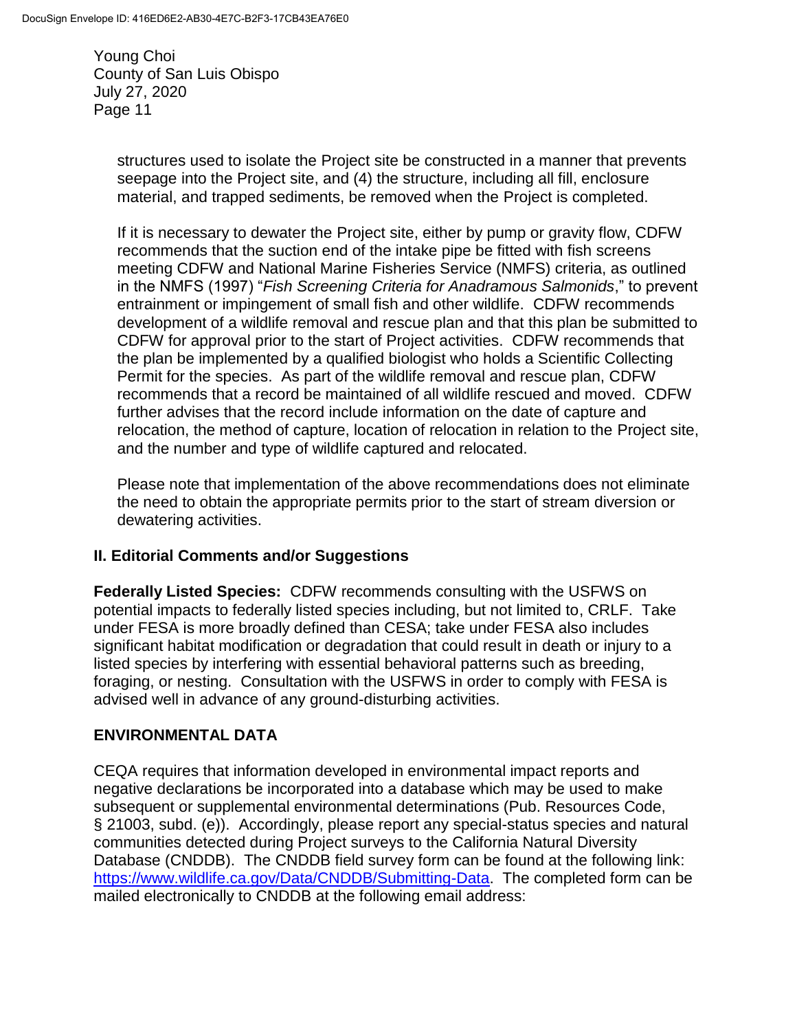structures used to isolate the Project site be constructed in a manner that prevents seepage into the Project site, and (4) the structure, including all fill, enclosure material, and trapped sediments, be removed when the Project is completed.

If it is necessary to dewater the Project site, either by pump or gravity flow, CDFW recommends that the suction end of the intake pipe be fitted with fish screens meeting CDFW and National Marine Fisheries Service (NMFS) criteria, as outlined in the NMFS (1997) "*Fish Screening Criteria for Anadramous Salmonids*," to prevent entrainment or impingement of small fish and other wildlife. CDFW recommends development of a wildlife removal and rescue plan and that this plan be submitted to CDFW for approval prior to the start of Project activities. CDFW recommends that the plan be implemented by a qualified biologist who holds a Scientific Collecting Permit for the species. As part of the wildlife removal and rescue plan, CDFW recommends that a record be maintained of all wildlife rescued and moved. CDFW further advises that the record include information on the date of capture and relocation, the method of capture, location of relocation in relation to the Project site, and the number and type of wildlife captured and relocated.

Please note that implementation of the above recommendations does not eliminate the need to obtain the appropriate permits prior to the start of stream diversion or dewatering activities.

## II. Editorial Comments and/or Suggestions

**Federally Listed Species:** CDFW recommends consulting with the USFWS on potential impacts to federally listed species including, but not limited to, CRLF. Take under FESA is more broadly defined than CESA; take under FESA also includes significant habitat modification or degradation that could result in death or injury to a listed species by interfering with essential behavioral patterns such as breeding, foraging, or nesting. Consultation with the USFWS in order to comply with FESA is advised well in advance of any ground-disturbing activities.

## ENVIRONMENTAL DATA

CEQA requires that information developed in environmental impact reports and negative declarations be incorporated into a database which may be used to make subsequent or supplemental environmental determinations (Pub. Resources Code, § 21003, subd. (e)). Accordingly, please report any special-status species and natural communities detected during Project surveys to the California Natural Diversity Database (CNDDB). The CNDDB field survey form can be found at the following link: https://www.wildlife.ca.gov/Data/CNDDB/Submitting-Data. The completed form can be mailed electronically to CNDDB at the following email address: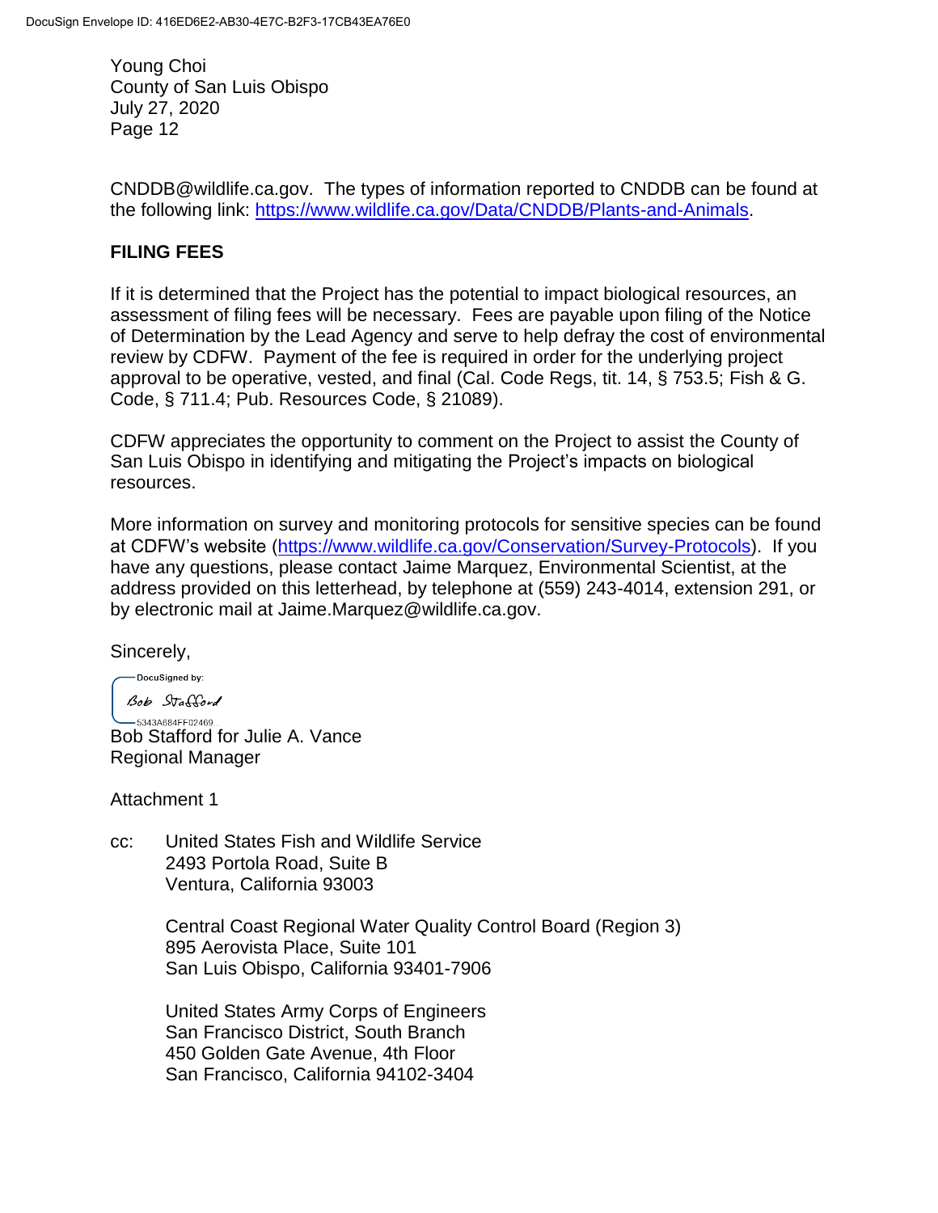CNDDB@wildlife.ca.gov. The types of information reported to CNDDB can be found at the following link: [https://www.wildlife.ca.gov/Data/CNDDB/Plants-and-Animals](https://www.wildlife.ca.gov/Data/CNDDB/Plants-and-Animals).

## FILING FEES

If it is determined that the Project has the potential to impact biological resources, an assessment of filing fees will be necessary. Fees are payable upon filing of the Notice of Determination by the Lead Agency and serve to help defray the cost of environmental review by CDFW. Payment of the fee is required in order for the underlying project approval to be operative, vested, and final (Cal. Code Regs, tit. 14, § 753.5; Fish & G. Code, § 711.4; Pub. Resources Code, § 21089).

CDFW appreciates the opportunity to comment on the Project to assist the County of San Luis Obispo in identifying and mitigating the Project's impacts on biological resources.

More information on survey and monitoring protocols for sensitive species can be found at CDFW's website ([https://www.wildlife.ca.gov/Conservation/Survey-Protocols](https://www.wildlife.ca.gov/Conservation/Survey-Protocols)). If you have any questions, please contact Jaime Marquez, Environmental Scientist, at the address provided on this letterhead, by telephone at (559) 243-4014, extension 291, or by electronic mail at Jaime.Marquez@wildlife.ca.gov.

Sincerely,

DocuSigned by:
Bob Stafford
5343A684FF02469

Bob Stafford for Julie A. Vance
Regional Manager

Attachment 1

cc: United States Fish and Wildlife Service
2493 Portola Road, Suite B
Ventura, California 93003

Central Coast Regional Water Quality Control Board (Region 3)
895 Aerovista Place, Suite 101
San Luis Obispo, California 93401-7906

United States Army Corps of Engineers
San Francisco District, South Branch
450 Golden Gate Avenue, 4th Floor
San Francisco, California 94102-3404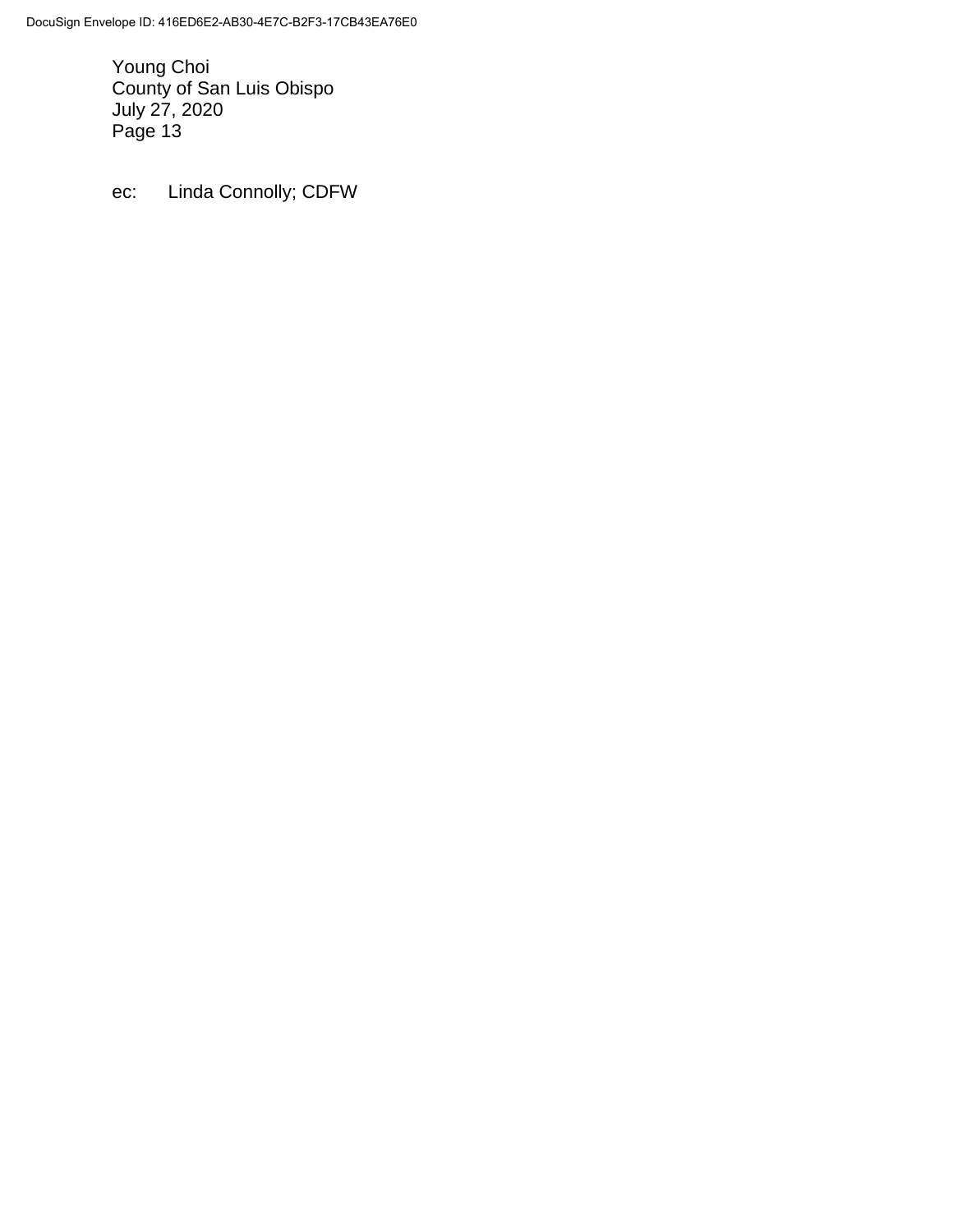ec: Linda Connolly; CDFW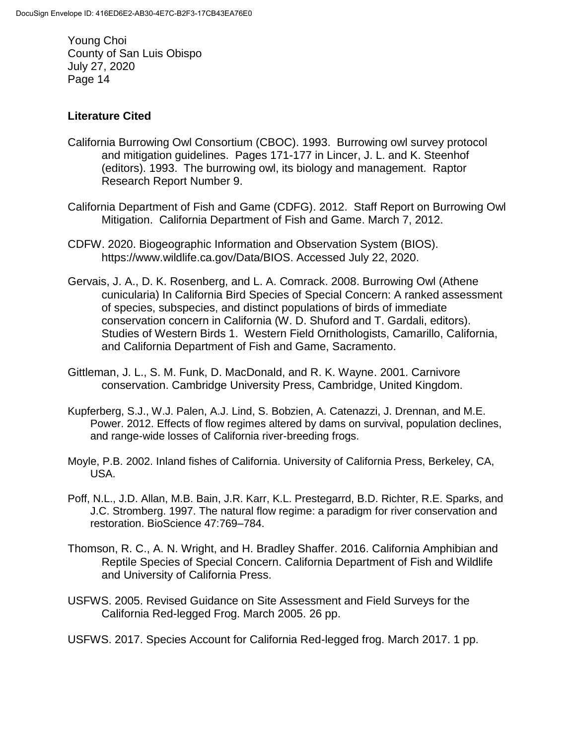## Literature Cited

California Burrowing Owl Consortium (CBOC). 1993. Burrowing owl survey protocol and mitigation guidelines. Pages 171-177 in Lincer, J. L. and K. Steenhof (editors). 1993. The burrowing owl, its biology and management. Raptor Research Report Number 9.

California Department of Fish and Game (CDFG). 2012. Staff Report on Burrowing Owl Mitigation. California Department of Fish and Game. March 7, 2012.

CDFW. 2020. Biogeographic Information and Observation System (BIOS). https://www.wildlife.ca.gov/Data/BIOS. Accessed July 22, 2020.

Gervais, J. A., D. K. Rosenberg, and L. A. Comrack. 2008. Burrowing Owl (Athene cunicularia) In California Bird Species of Special Concern: A ranked assessment of species, subspecies, and distinct populations of birds of immediate conservation concern in California (W. D. Shuford and T. Gardali, editors). Studies of Western Birds 1. Western Field Ornithologists, Camarillo, California, and California Department of Fish and Game, Sacramento.

Gittleman, J. L., S. M. Funk, D. MacDonald, and R. K. Wayne. 2001. Carnivore conservation. Cambridge University Press, Cambridge, United Kingdom.

Kupferberg, S.J., W.J. Palen, A.J. Lind, S. Bobzien, A. Catenazzi, J. Drennan, and M.E. Power. 2012. Effects of flow regimes altered by dams on survival, population declines, and range-wide losses of California river-breeding frogs.

Moyle, P.B. 2002. Inland fishes of California. University of California Press, Berkeley, CA, USA.

Poff, N.L., J.D. Allan, M.B. Bain, J.R. Karr, K.L. Prestegarrd, B.D. Richter, R.E. Sparks, and J.C. Stromberg. 1997. The natural flow regime: a paradigm for river conservation and restoration. BioScience 47:769–784.

Thomson, R. C., A. N. Wright, and H. Bradley Shaffer. 2016. California Amphibian and Reptile Species of Special Concern. California Department of Fish and Wildlife and University of California Press.

USFWS. 2005. Revised Guidance on Site Assessment and Field Surveys for the California Red-legged Frog. March 2005. 26 pp.

USFWS. 2017. Species Account for California Red-legged frog. March 2017. 1 pp.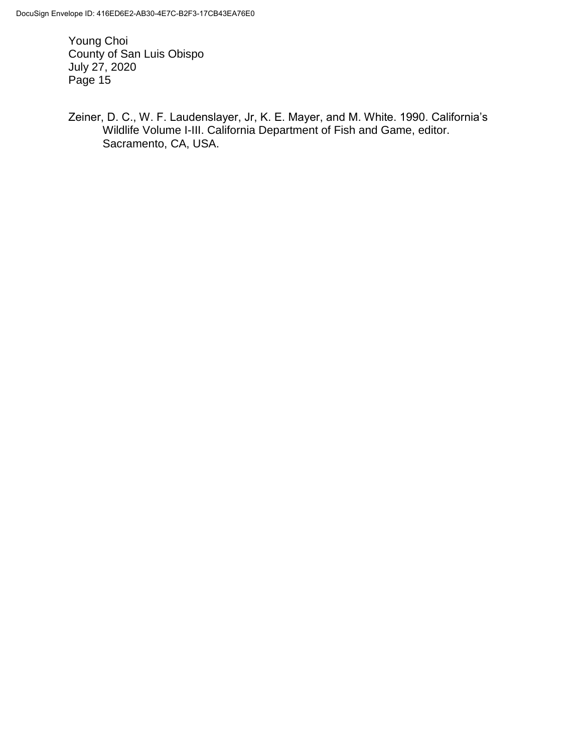Zeiner, D. C., W. F. Laudenslayer, Jr, K. E. Mayer, and M. White. 1990. California's Wildlife Volume I-III. California Department of Fish and Game, editor. Sacramento, CA, USA.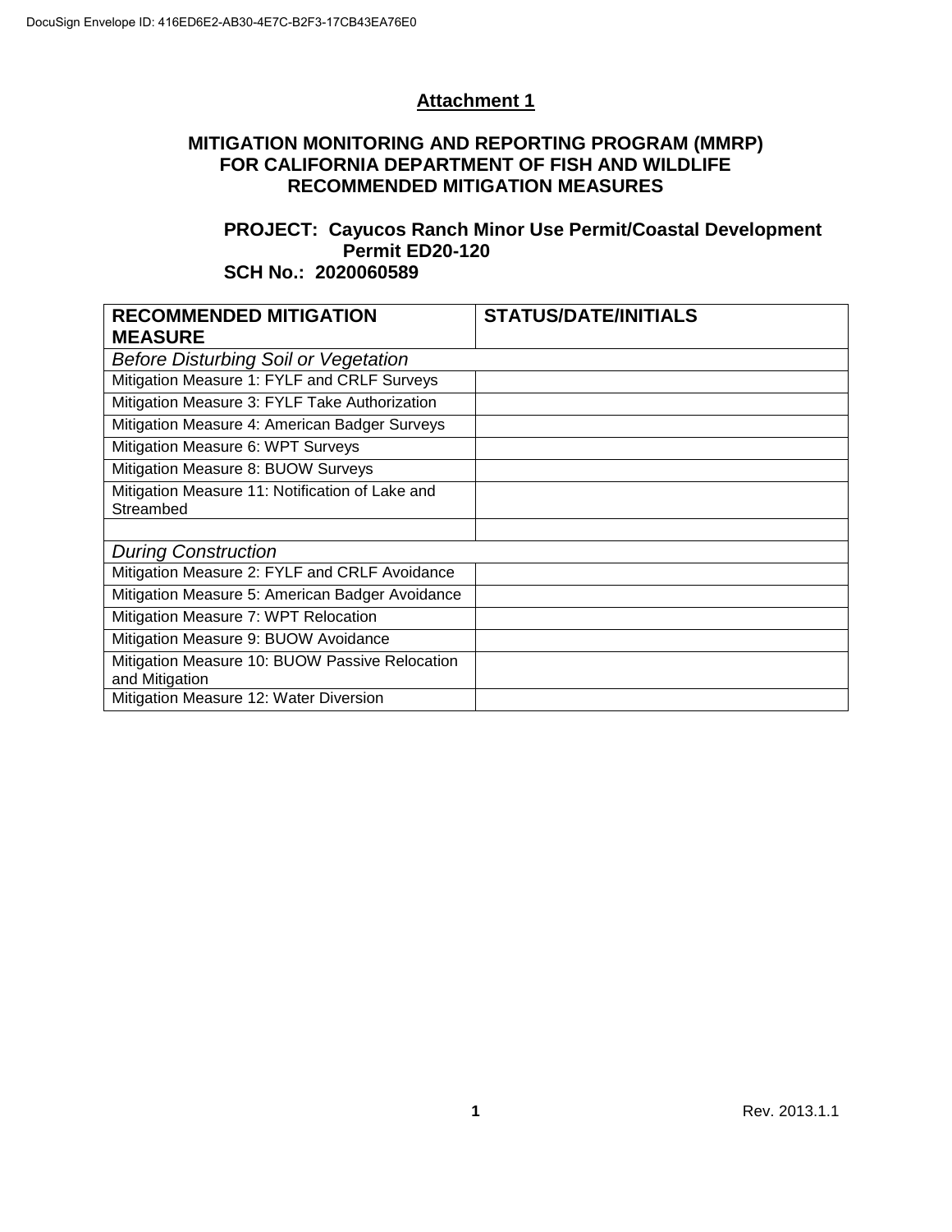## Attachment 1

**MITIGATION MONITORING AND REPORTING PROGRAM (MMRP) FOR CALIFORNIA DEPARTMENT OF FISH AND WILDLIFE RECOMMENDED MITIGATION MEASURES**

**PROJECT: Cayucos Ranch Minor Use Permit/Coastal Development Permit ED20-120**
**SCH No.: 2020060589**

| RECOMMENDED MITIGATION MEASURE | STATUS/DATE/INITIALS |
|---|---|
| *Before Disturbing Soil or Vegetation* | |
| Mitigation Measure 1: FYLF and CRLF Surveys | |
| Mitigation Measure 3: FYLF Take Authorization | |
| Mitigation Measure 4: American Badger Surveys | |
| Mitigation Measure 6: WPT Surveys | |
| Mitigation Measure 8: BUOW Surveys | |
| Mitigation Measure 11: Notification of Lake and Streambed | |
| | |
| *During Construction* | |
| Mitigation Measure 2: FYLF and CRLF Avoidance | |
| Mitigation Measure 5: American Badger Avoidance | |
| Mitigation Measure 7: WPT Relocation | |
| Mitigation Measure 9: BUOW Avoidance | |
| Mitigation Measure 10: BUOW Passive Relocation and Mitigation | |
| Mitigation Measure 12: Water Diversion | |

Rev. 2013.1.1